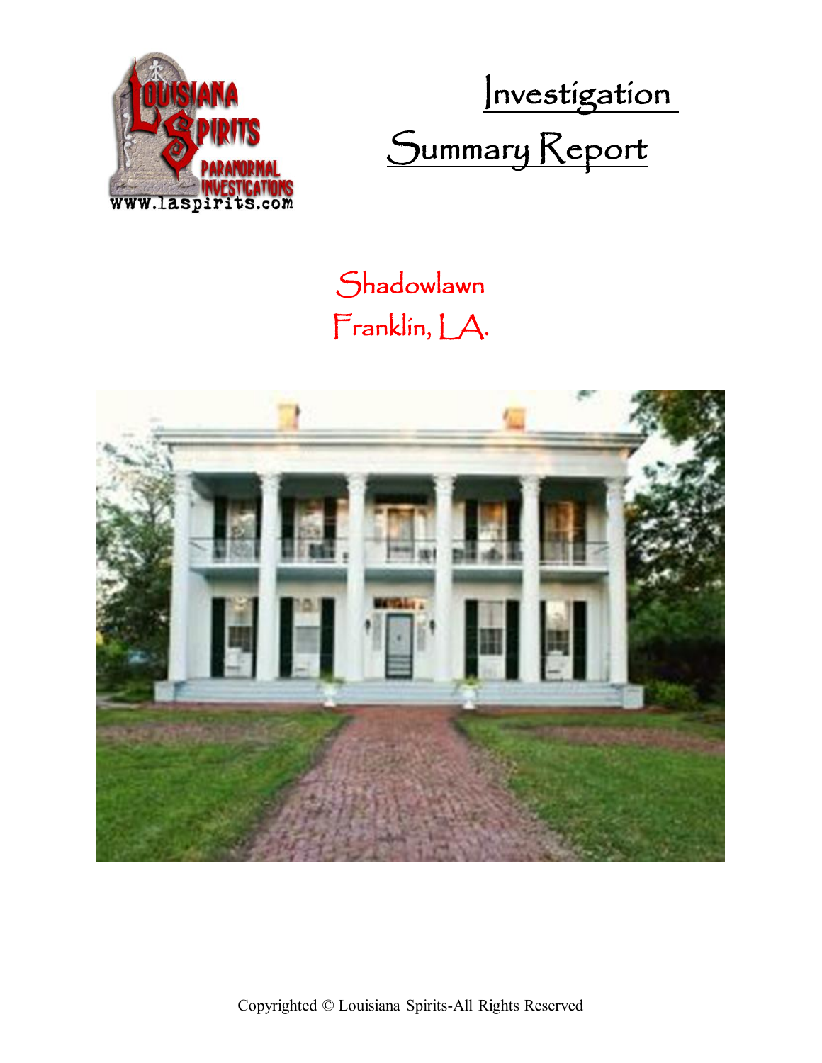# Investigation Summary Report

## Shadowlawn
## Franklin, LA.

Copyrighted © Louisiana Spirits-All Rights Reserved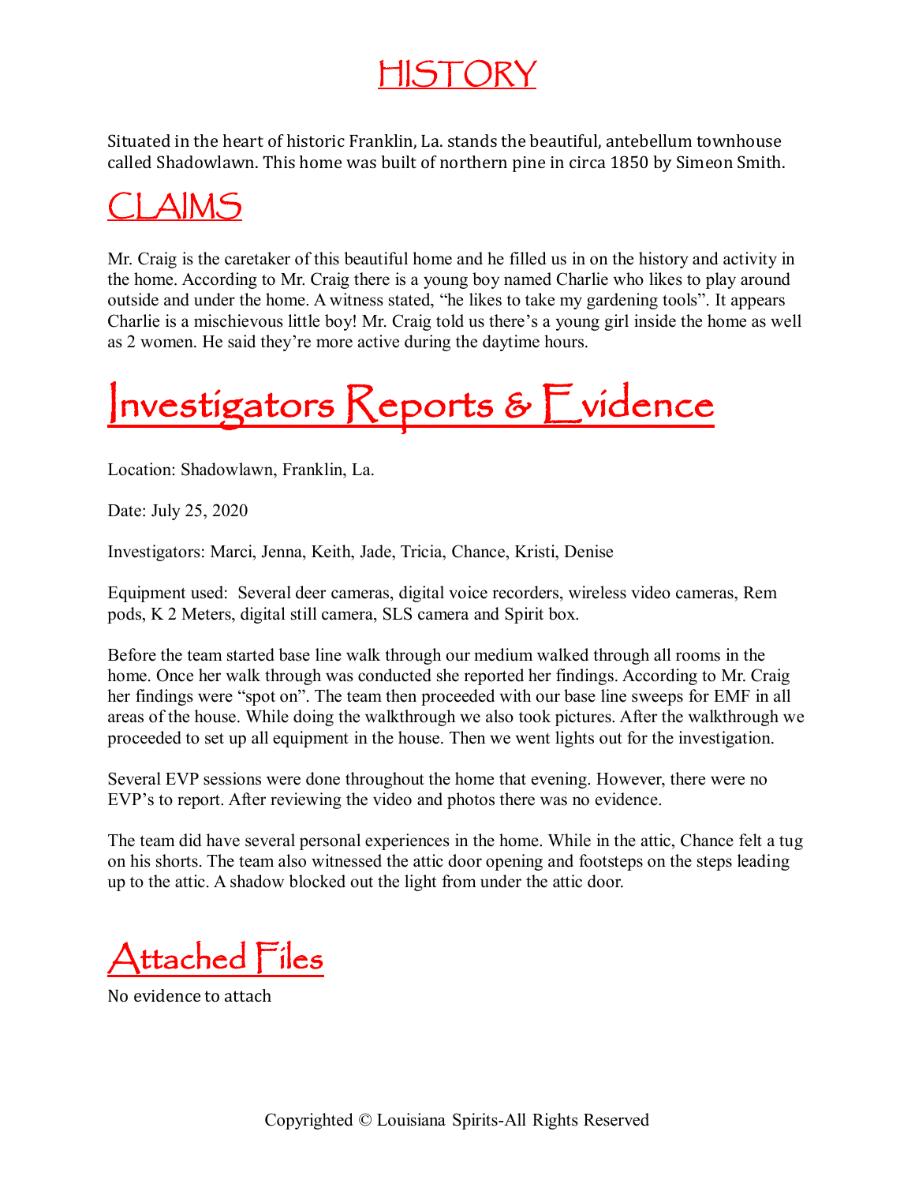# HISTORY

Situated in the heart of historic Franklin, La. stands the beautiful, antebellum townhouse called Shadowlawn. This home was built of northern pine in circa 1850 by Simeon Smith.

# CLAIMS

Mr. Craig is the caretaker of this beautiful home and he filled us in on the history and activity in the home. According to Mr. Craig there is a young boy named Charlie who likes to play around outside and under the home. A witness stated, "he likes to take my gardening tools". It appears Charlie is a mischievous little boy! Mr. Craig told us there's a young girl inside the home as well as 2 women. He said they're more active during the daytime hours.

# Investigators Reports & Evidence

Location: Shadowlawn, Franklin, La.

Date: July 25, 2020

Investigators: Marci, Jenna, Keith, Jade, Tricia, Chance, Kristi, Denise

Equipment used: Several deer cameras, digital voice recorders, wireless video cameras, Rem pods, K 2 Meters, digital still camera, SLS camera and Spirit box.

Before the team started base line walk through our medium walked through all rooms in the home. Once her walk through was conducted she reported her findings. According to Mr. Craig her findings were "spot on". The team then proceeded with our base line sweeps for EMF in all areas of the house. While doing the walkthrough we also took pictures. After the walkthrough we proceeded to set up all equipment in the house. Then we went lights out for the investigation.

Several EVP sessions were done throughout the home that evening. However, there were no EVP's to report. After reviewing the video and photos there was no evidence.

The team did have several personal experiences in the home. While in the attic, Chance felt a tug on his shorts. The team also witnessed the attic door opening and footsteps on the steps leading up to the attic. A shadow blocked out the light from under the attic door.

# Attached Files

No evidence to attach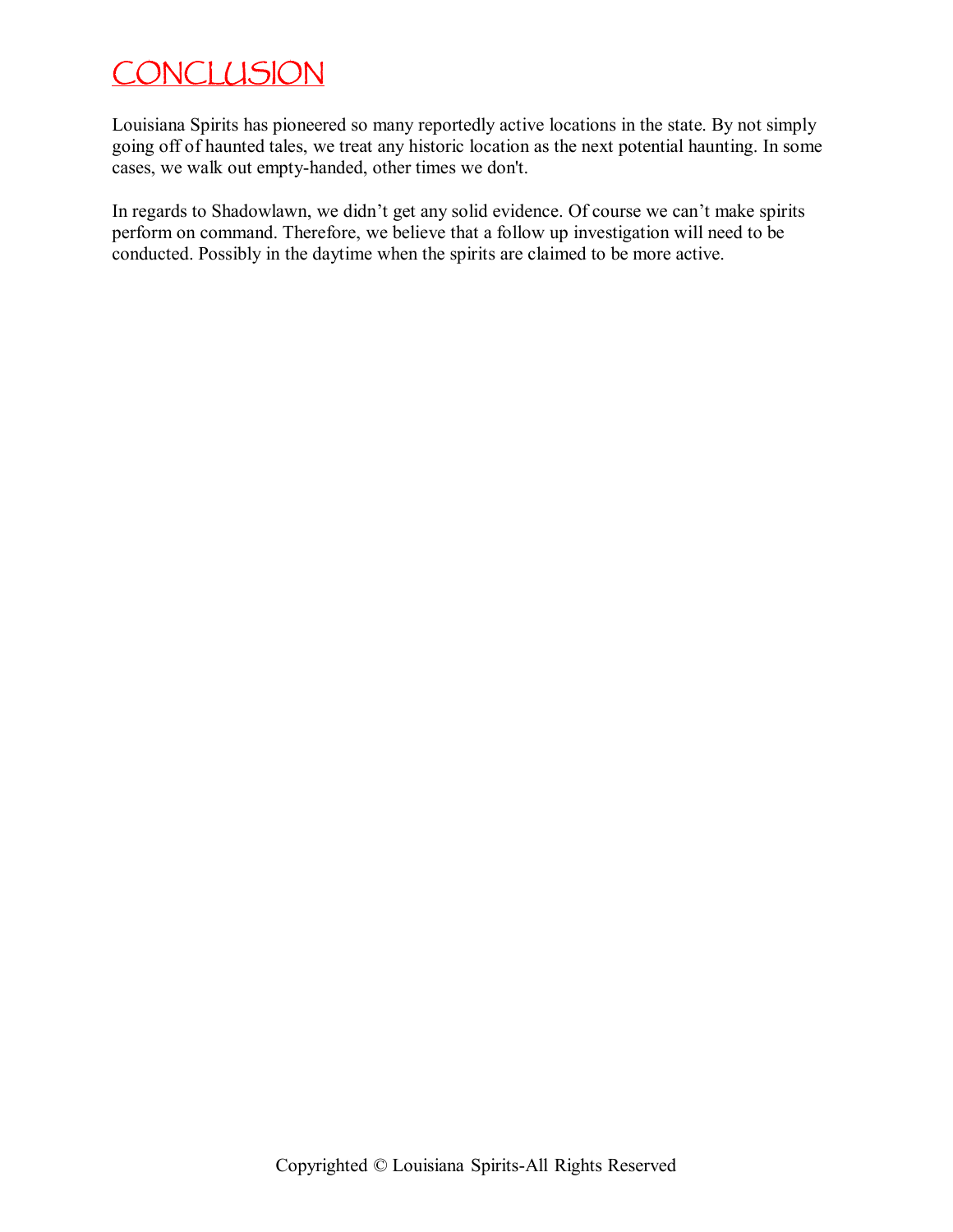# CONCLUSION

Louisiana Spirits has pioneered so many reportedly active locations in the state. By not simply going off of haunted tales, we treat any historic location as the next potential haunting. In some cases, we walk out empty-handed, other times we don't.

In regards to Shadowlawn, we didn't get any solid evidence. Of course we can't make spirits perform on command. Therefore, we believe that a follow up investigation will need to be conducted. Possibly in the daytime when the spirits are claimed to be more active.

Copyrighted © Louisiana Spirits-All Rights Reserved